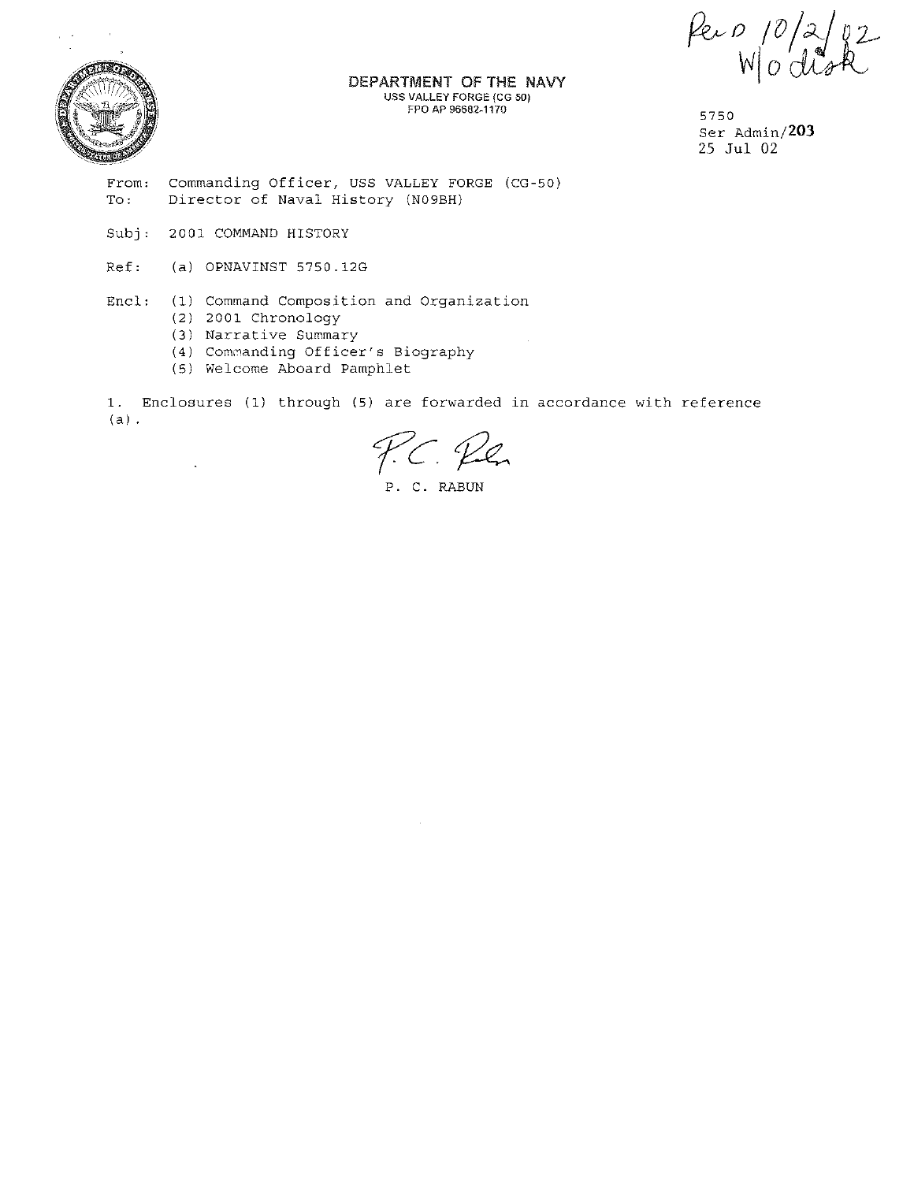Rec'd 10/2/02
W/o disk

**DEPARTMENT OF THE NAVY**
USS VALLEY FORGE (CG 50)
FPO AP 96682-1170

5750
Ser Admin/**203**
25 Jul 02

From: Commanding Officer, USS VALLEY FORGE (CG-50)
To: Director of Naval History (N09BH)

Subj: 2001 COMMAND HISTORY

Ref: (a) OPNAVINST 5750.12G

Encl: (1) Command Composition and Organization
(2) 2001 Chronology
(3) Narrative Summary
(4) Commanding Officer's Biography
(5) Welcome Aboard Pamphlet

1. Enclosures (1) through (5) are forwarded in accordance with reference (a).

P. C. Rabun

P. C. RABUN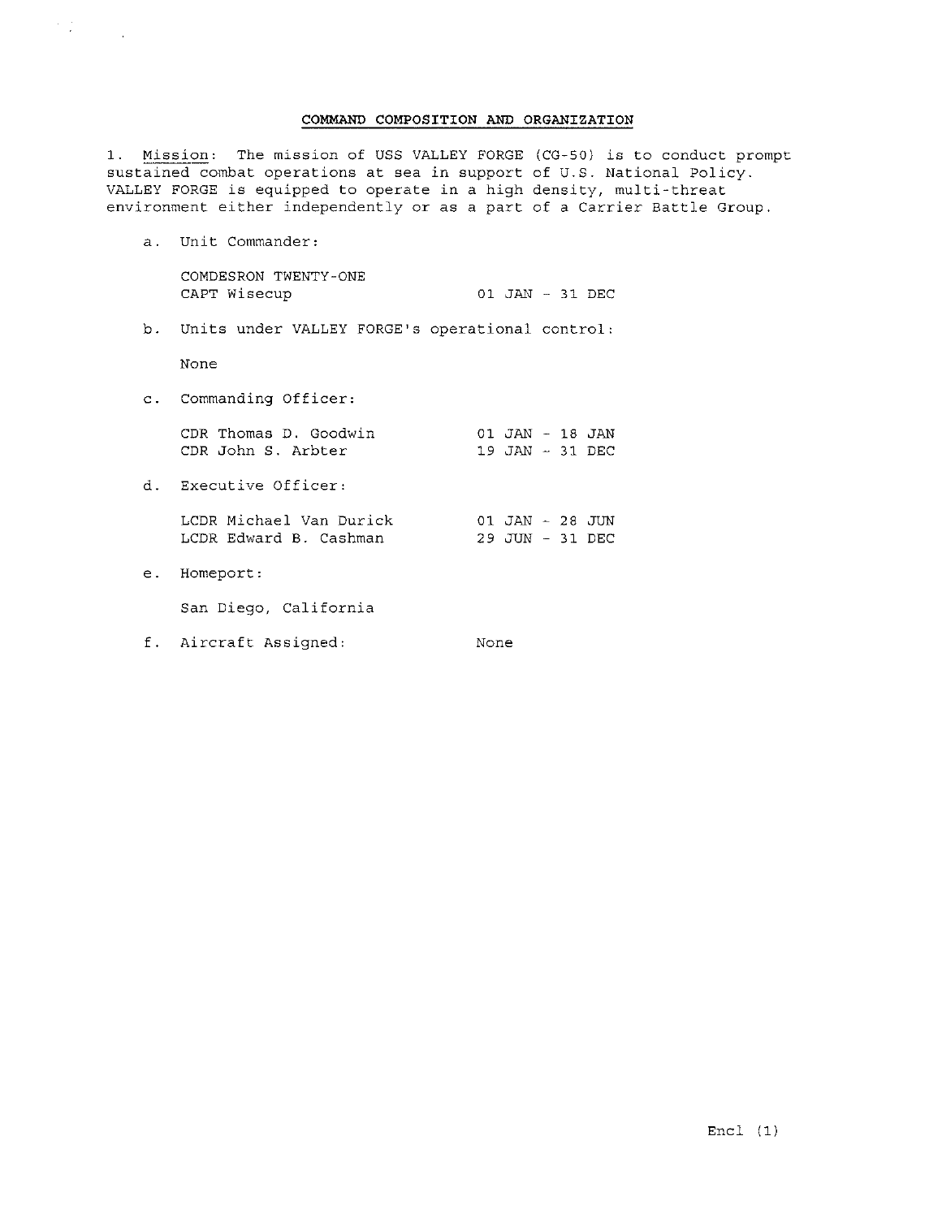## COMMAND COMPOSITION AND ORGANIZATION

1. Mission: The mission of USS VALLEY FORGE (CG-50) is to conduct prompt sustained combat operations at sea in support of U.S. National Policy. VALLEY FORGE is equipped to operate in a high density, multi-threat environment either independently or as a part of a Carrier Battle Group.

   a. Unit Commander:

   COMDESRON TWENTY-ONE
   CAPT Wisecup 01 JAN - 31 DEC

   b. Units under VALLEY FORGE's operational control:

   None

   c. Commanding Officer:

   CDR Thomas D. Goodwin 01 JAN - 18 JAN
   CDR John S. Arbter 19 JAN - 31 DEC

   d. Executive Officer:

   LCDR Michael Van Durick 01 JAN - 28 JUN
   LCDR Edward B. Cashman 29 JUN - 31 DEC

   e. Homeport:

   San Diego, California

   f. Aircraft Assigned: None

Encl (1)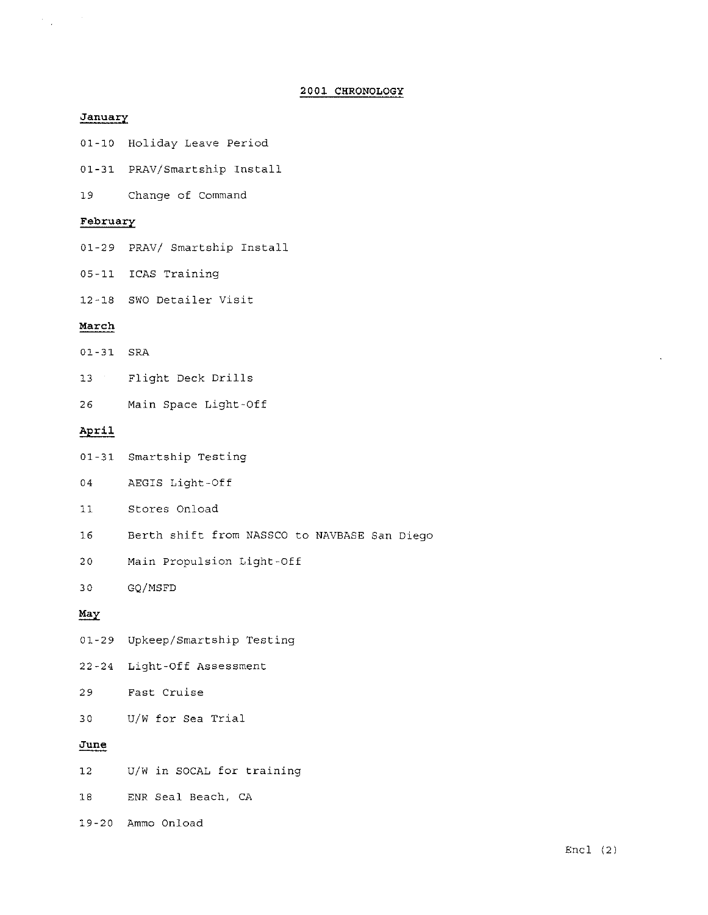## 2001 CHRONOLOGY

### January

01-10 Holiday Leave Period

01-31 PRAV/Smartship Install

19 Change of Command

### February

01-29 PRAV/ Smartship Install

05-11 ICAS Training

12-18 SWO Detailer Visit

### March

01-31 SRA

13 Flight Deck Drills

26 Main Space Light-Off

### April

01-31 Smartship Testing

04 AEGIS Light-Off

11 Stores Onload

16 Berth shift from NASSCO to NAVBASE San Diego

20 Main Propulsion Light-Off

30 GQ/MSFD

### May

01-29 Upkeep/Smartship Testing

22-24 Light-Off Assessment

29 Fast Cruise

30 U/W for Sea Trial

### June

12 U/W in SOCAL for training

18 ENR Seal Beach, CA

19-20 Ammo Onload

Encl (2)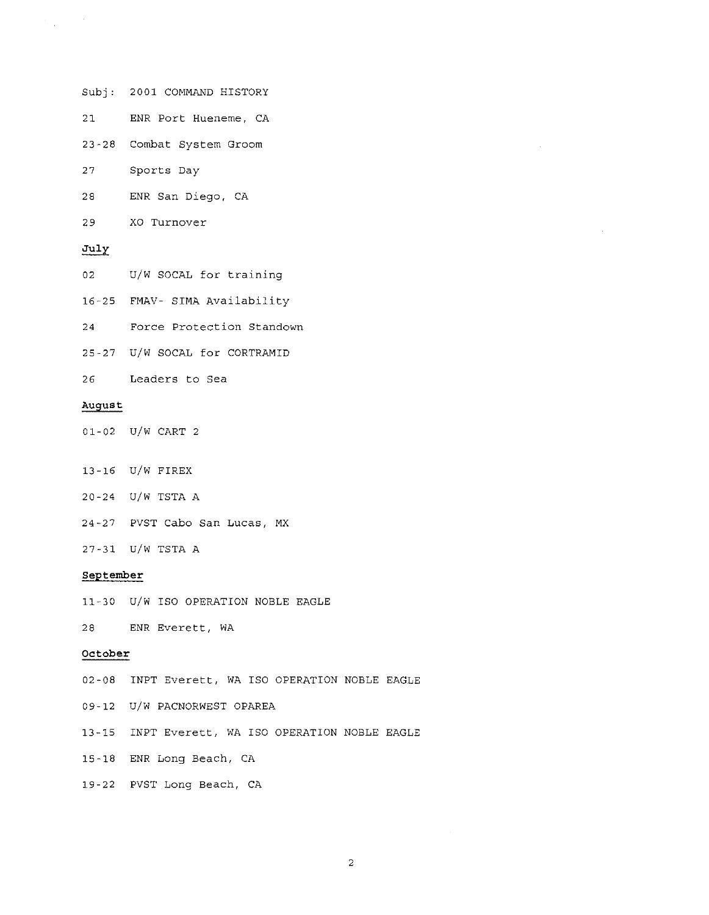Subj: 2001 COMMAND HISTORY

21 ENR Port Hueneme, CA

23-28 Combat System Groom

27 Sports Day

28 ENR San Diego, CA

29 XO Turnover

**July**

02 U/W SOCAL for training

16-25 FMAV- SIMA Availability

24 Force Protection Standown

25-27 U/W SOCAL for CORTRAMID

26 Leaders to Sea

**August**

01-02 U/W CART 2

13-16 U/W FIREX

20-24 U/W TSTA A

24-27 PVST Cabo San Lucas, MX

27-31 U/W TSTA A

**September**

11-30 U/W ISO OPERATION NOBLE EAGLE

28 ENR Everett, WA

**October**

02-08 INPT Everett, WA ISO OPERATION NOBLE EAGLE

09-12 U/W PACNORWEST OPAREA

13-15 INPT Everett, WA ISO OPERATION NOBLE EAGLE

15-18 ENR Long Beach, CA

19-22 PVST Long Beach, CA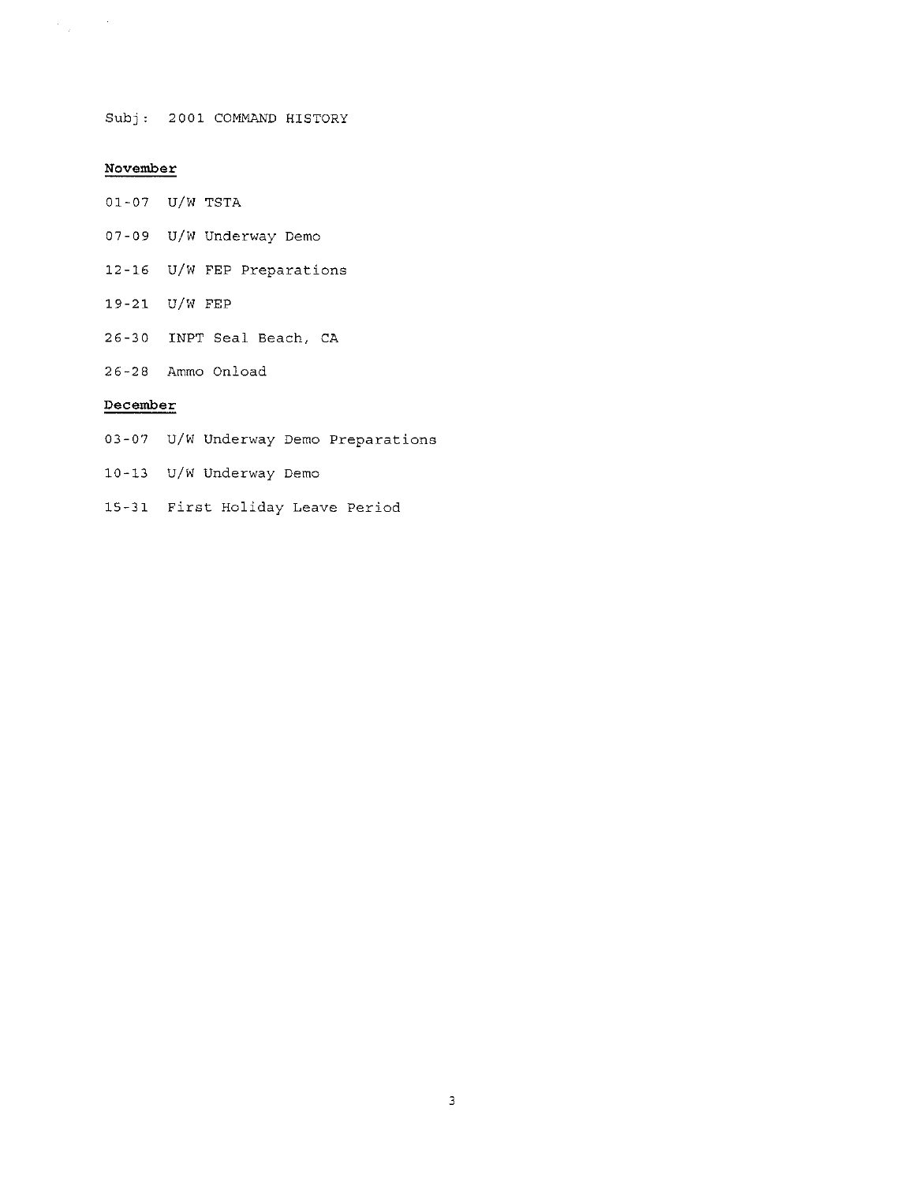Subj: 2001 COMMAND HISTORY

**November**

01-07 U/W TSTA

07-09 U/W Underway Demo

12-16 U/W FEP Preparations

19-21 U/W FEP

26-30 INPT Seal Beach, CA

26-28 Ammo Onload

**December**

03-07 U/W Underway Demo Preparations

10-13 U/W Underway Demo

15-31 First Holiday Leave Period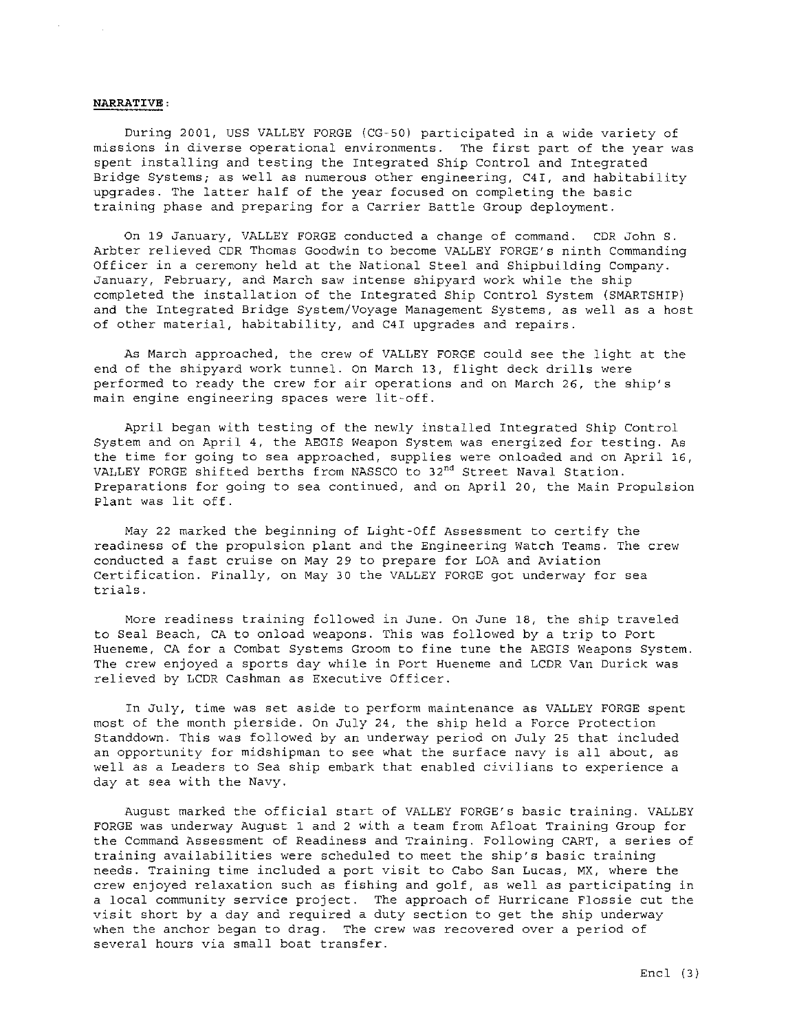**NARRATIVE**:

During 2001, USS VALLEY FORGE (CG-50) participated in a wide variety of missions in diverse operational environments. The first part of the year was spent installing and testing the Integrated Ship Control and Integrated Bridge Systems; as well as numerous other engineering, C4I, and habitability upgrades. The latter half of the year focused on completing the basic training phase and preparing for a Carrier Battle Group deployment.

On 19 January, VALLEY FORGE conducted a change of command. CDR John S. Arbter relieved CDR Thomas Goodwin to become VALLEY FORGE's ninth Commanding Officer in a ceremony held at the National Steel and Shipbuilding Company. January, February, and March saw intense shipyard work while the ship completed the installation of the Integrated Ship Control System (SMARTSHIP) and the Integrated Bridge System/Voyage Management Systems, as well as a host of other material, habitability, and C4I upgrades and repairs.

As March approached, the crew of VALLEY FORGE could see the light at the end of the shipyard work tunnel. On March 13, flight deck drills were performed to ready the crew for air operations and on March 26, the ship's main engine engineering spaces were lit-off.

April began with testing of the newly installed Integrated Ship Control System and on April 4, the AEGIS Weapon System was energized for testing. As the time for going to sea approached, supplies were onloaded and on April 16, VALLEY FORGE shifted berths from NASSCO to 32nd Street Naval Station. Preparations for going to sea continued, and on April 20, the Main Propulsion Plant was lit off.

May 22 marked the beginning of Light-Off Assessment to certify the readiness of the propulsion plant and the Engineering Watch Teams. The crew conducted a fast cruise on May 29 to prepare for LOA and Aviation Certification. Finally, on May 30 the VALLEY FORGE got underway for sea trials.

More readiness training followed in June. On June 18, the ship traveled to Seal Beach, CA to onload weapons. This was followed by a trip to Port Hueneme, CA for a Combat Systems Groom to fine tune the AEGIS Weapons System. The crew enjoyed a sports day while in Port Hueneme and LCDR Van Durick was relieved by LCDR Cashman as Executive Officer.

In July, time was set aside to perform maintenance as VALLEY FORGE spent most of the month pierside. On July 24, the ship held a Force Protection Standdown. This was followed by an underway period on July 25 that included an opportunity for midshipman to see what the surface navy is all about, as well as a Leaders to Sea ship embark that enabled civilians to experience a day at sea with the Navy.

August marked the official start of VALLEY FORGE's basic training. VALLEY FORGE was underway August 1 and 2 with a team from Afloat Training Group for the Command Assessment of Readiness and Training. Following CART, a series of training availabilities were scheduled to meet the ship's basic training needs. Training time included a port visit to Cabo San Lucas, MX, where the crew enjoyed relaxation such as fishing and golf, as well as participating in a local community service project. The approach of Hurricane Flossie cut the visit short by a day and required a duty section to get the ship underway when the anchor began to drag. The crew was recovered over a period of several hours via small boat transfer.

Encl (3)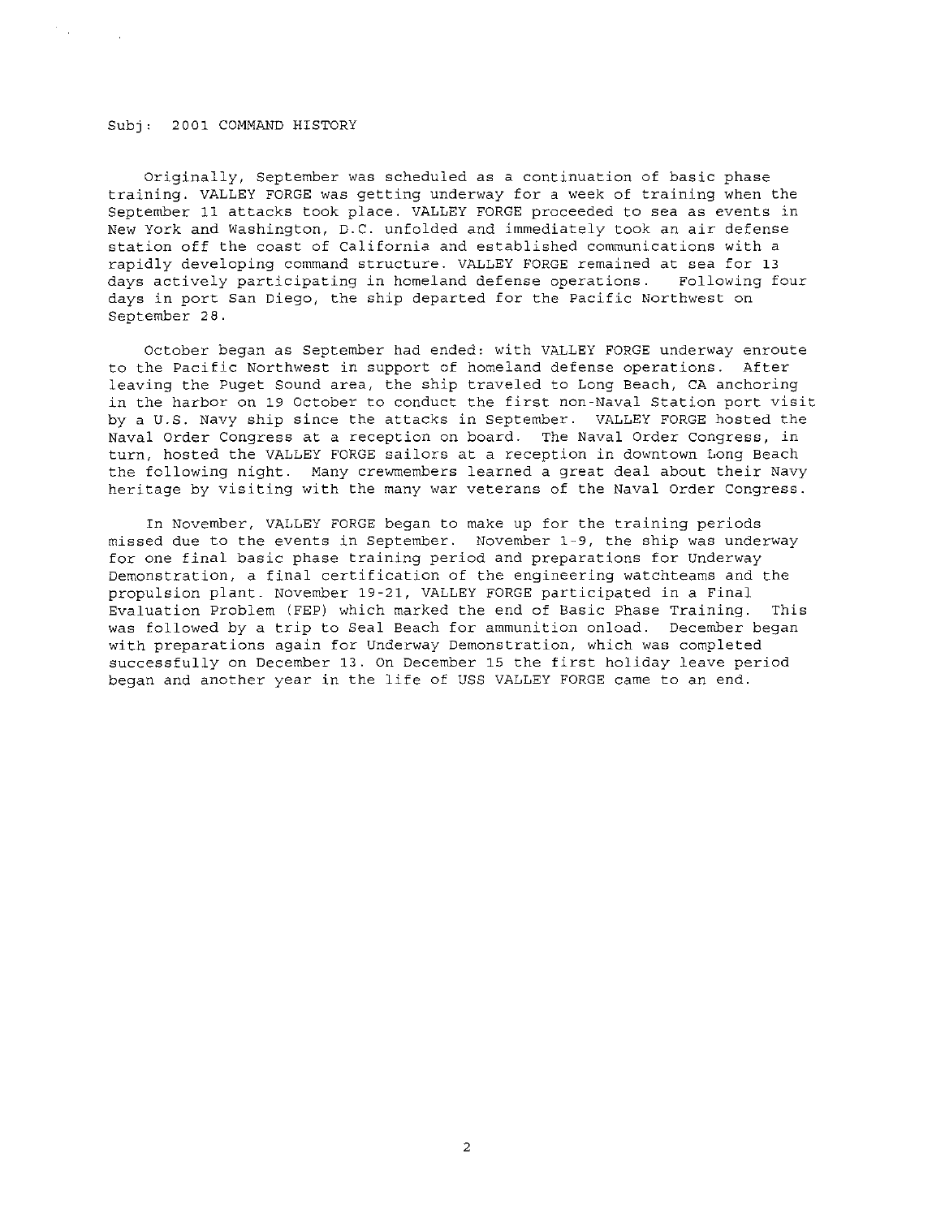Subj: 2001 COMMAND HISTORY

Originally, September was scheduled as a continuation of basic phase training. VALLEY FORGE was getting underway for a week of training when the September 11 attacks took place. VALLEY FORGE proceeded to sea as events in New York and Washington, D.C. unfolded and immediately took an air defense station off the coast of California and established communications with a rapidly developing command structure. VALLEY FORGE remained at sea for 13 days actively participating in homeland defense operations. Following four days in port San Diego, the ship departed for the Pacific Northwest on September 28.

October began as September had ended: with VALLEY FORGE underway enroute to the Pacific Northwest in support of homeland defense operations. After leaving the Puget Sound area, the ship traveled to Long Beach, CA anchoring in the harbor on 19 October to conduct the first non-Naval Station port visit by a U.S. Navy ship since the attacks in September. VALLEY FORGE hosted the Naval Order Congress at a reception on board. The Naval Order Congress, in turn, hosted the VALLEY FORGE sailors at a reception in downtown Long Beach the following night. Many crewmembers learned a great deal about their Navy heritage by visiting with the many war veterans of the Naval Order Congress.

In November, VALLEY FORGE began to make up for the training periods missed due to the events in September. November 1-9, the ship was underway for one final basic phase training period and preparations for Underway Demonstration, a final certification of the engineering watchteams and the propulsion plant. November 19-21, VALLEY FORGE participated in a Final Evaluation Problem (FEP) which marked the end of Basic Phase Training. This was followed by a trip to Seal Beach for ammunition onload. December began with preparations again for Underway Demonstration, which was completed successfully on December 13. On December 15 the first holiday leave period began and another year in the life of USS VALLEY FORGE came to an end.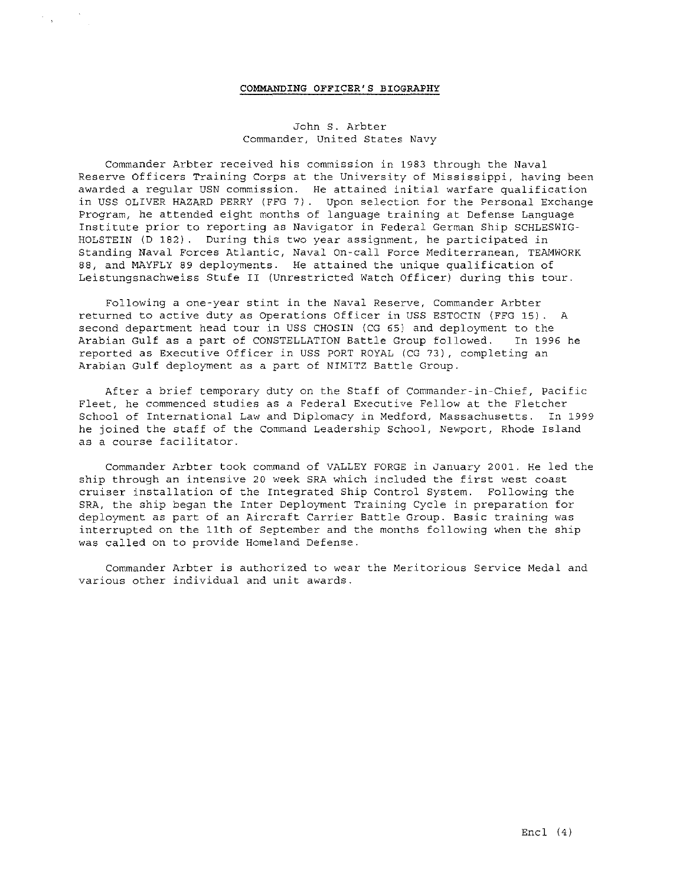## COMMANDING OFFICER'S BIOGRAPHY

John S. Arbter
Commander, United States Navy

Commander Arbter received his commission in 1983 through the Naval Reserve Officers Training Corps at the University of Mississippi, having been awarded a regular USN commission. He attained initial warfare qualification in USS OLIVER HAZARD PERRY (FFG 7). Upon selection for the Personal Exchange Program, he attended eight months of language training at Defense Language Institute prior to reporting as Navigator in Federal German Ship SCHLESWIG-HOLSTEIN (D 182). During this two year assignment, he participated in Standing Naval Forces Atlantic, Naval On-call Force Mediterranean, TEAMWORK 88, and MAYFLY 89 deployments. He attained the unique qualification of Leistungsnachweiss Stufe II (Unrestricted Watch Officer) during this tour.

Following a one-year stint in the Naval Reserve, Commander Arbter returned to active duty as Operations Officer in USS ESTOCIN (FFG 15). A second department head tour in USS CHOSIN (CG 65) and deployment to the Arabian Gulf as a part of CONSTELLATION Battle Group followed. In 1996 he reported as Executive Officer in USS PORT ROYAL (CG 73), completing an Arabian Gulf deployment as a part of NIMITZ Battle Group.

After a brief temporary duty on the Staff of Commander-in-Chief, Pacific Fleet, he commenced studies as a Federal Executive Fellow at the Fletcher School of International Law and Diplomacy in Medford, Massachusetts. In 1999 he joined the staff of the Command Leadership School, Newport, Rhode Island as a course facilitator.

Commander Arbter took command of VALLEY FORGE in January 2001. He led the ship through an intensive 20 week SRA which included the first west coast cruiser installation of the Integrated Ship Control System. Following the SRA, the ship began the Inter Deployment Training Cycle in preparation for deployment as part of an Aircraft Carrier Battle Group. Basic training was interrupted on the 11th of September and the months following when the ship was called on to provide Homeland Defense.

Commander Arbter is authorized to wear the Meritorious Service Medal and various other individual and unit awards.

Encl (4)